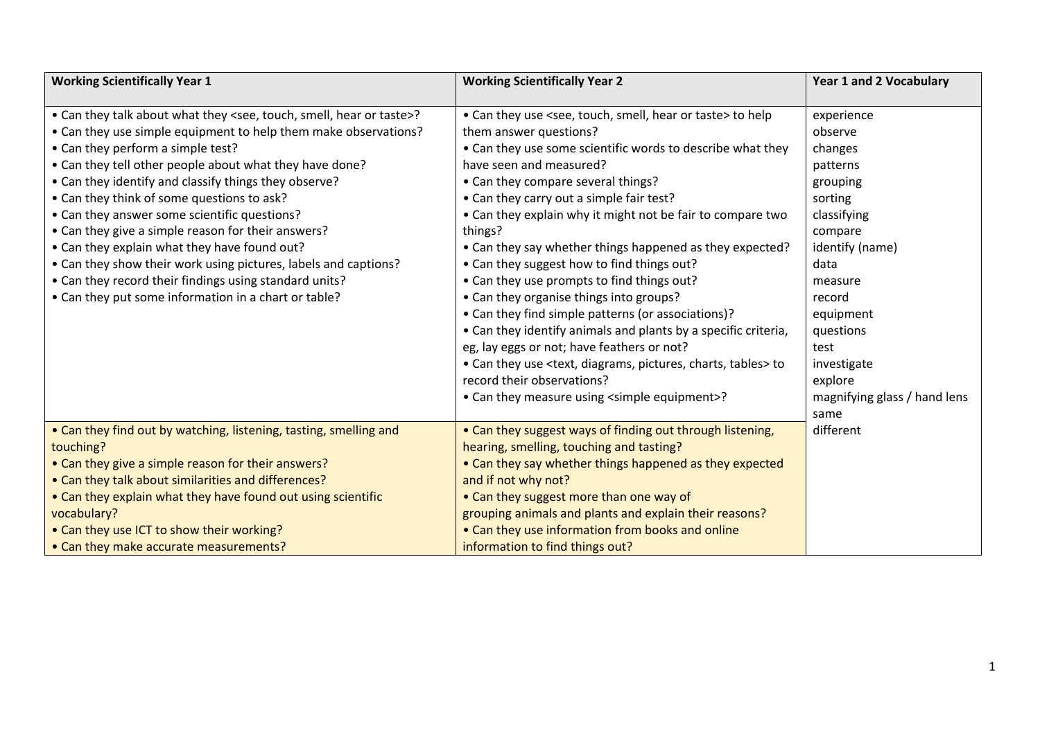| Working Scientifically Year 1 | Working Scientifically Year 2 | Year 1 and 2 Vocabulary |
|---|---|---|
| • Can they talk about what they <see, touch, smell, hear or taste>?<br>• Can they use simple equipment to help them make observations?<br>• Can they perform a simple test?<br>• Can they tell other people about what they have done?<br>• Can they identify and classify things they observe?<br>• Can they think of some questions to ask?<br>• Can they answer some scientific questions?<br>• Can they give a simple reason for their answers?<br>• Can they explain what they have found out?<br>• Can they show their work using pictures, labels and captions?<br>• Can they record their findings using standard units?<br>• Can they put some information in a chart or table? | • Can they use <see, touch, smell, hear or taste> to help them answer questions?<br>• Can they use some scientific words to describe what they have seen and measured?<br>• Can they compare several things?<br>• Can they carry out a simple fair test?<br>• Can they explain why it might not be fair to compare two things?<br>• Can they say whether things happened as they expected?<br>• Can they suggest how to find things out?<br>• Can they use prompts to find things out?<br>• Can they organise things into groups?<br>• Can they find simple patterns (or associations)?<br>• Can they identify animals and plants by a specific criteria, eg, lay eggs or not; have feathers or not?<br>• Can they use <text, diagrams, pictures, charts, tables> to record their observations?<br>• Can they measure using <simple equipment>? | experience<br>observe<br>changes<br>patterns<br>grouping<br>sorting<br>classifying<br>compare<br>identify (name)<br>data<br>measure<br>record<br>equipment<br>questions<br>test<br>investigate<br>explore<br>magnifying glass / hand lens<br>same<br>different |
| • Can they find out by watching, listening, tasting, smelling and touching?<br>• Can they give a simple reason for their answers?<br>• Can they talk about similarities and differences?<br>• Can they explain what they have found out using scientific vocabulary?<br>• Can they use ICT to show their working?<br>• Can they make accurate measurements? | • Can they suggest ways of finding out through listening, hearing, smelling, touching and tasting?<br>• Can they say whether things happened as they expected and if not why not?<br>• Can they suggest more than one way of grouping animals and plants and explain their reasons?<br>• Can they use information from books and online information to find things out? | |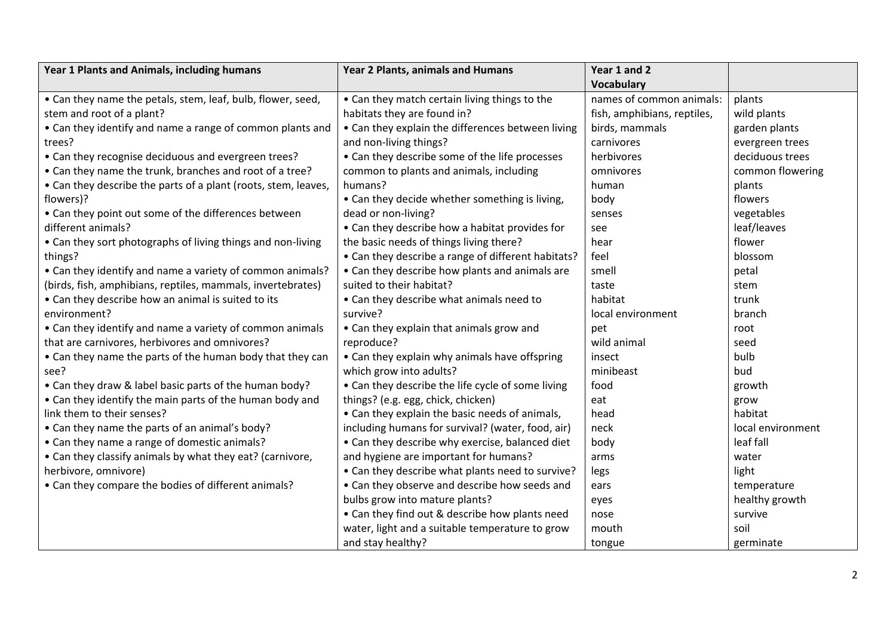| Year 1 Plants and Animals, including humans | Year 2 Plants, animals and Humans | Year 1 and 2 Vocabulary | |
|---|---|---|---|
| • Can they name the petals, stem, leaf, bulb, flower, seed, stem and root of a plant?<br>• Can they identify and name a range of common plants and trees?<br>• Can they recognise deciduous and evergreen trees?<br>• Can they name the trunk, branches and root of a tree?<br>• Can they describe the parts of a plant (roots, stem, leaves, flowers)?<br>• Can they point out some of the differences between different animals?<br>• Can they sort photographs of living things and non-living things?<br>• Can they identify and name a variety of common animals? (birds, fish, amphibians, reptiles, mammals, invertebrates)<br>• Can they describe how an animal is suited to its environment?<br>• Can they identify and name a variety of common animals that are carnivores, herbivores and omnivores?<br>• Can they name the parts of the human body that they can see?<br>• Can they draw & label basic parts of the human body?<br>• Can they identify the main parts of the human body and link them to their senses?<br>• Can they name the parts of an animal's body?<br>• Can they name a range of domestic animals?<br>• Can they classify animals by what they eat? (carnivore, herbivore, omnivore)<br>• Can they compare the bodies of different animals? | • Can they match certain living things to the habitats they are found in?<br>• Can they explain the differences between living and non-living things?<br>• Can they describe some of the life processes common to plants and animals, including humans?<br>• Can they decide whether something is living, dead or non-living?<br>• Can they describe how a habitat provides for the basic needs of things living there?<br>• Can they describe a range of different habitats?<br>• Can they describe how plants and animals are suited to their habitat?<br>• Can they describe what animals need to survive?<br>• Can they explain that animals grow and reproduce?<br>• Can they explain why animals have offspring which grow into adults?<br>• Can they describe the life cycle of some living things? (e.g. egg, chick, chicken)<br>• Can they explain the basic needs of animals, including humans for survival? (water, food, air)<br>• Can they describe why exercise, balanced diet and hygiene are important for humans?<br>• Can they describe what plants need to survive?<br>• Can they observe and describe how seeds and bulbs grow into mature plants?<br>• Can they find out & describe how plants need water, light and a suitable temperature to grow and stay healthy? | names of common animals: fish, amphibians, reptiles, birds, mammals<br>carnivores<br>herbivores<br>omnivores<br>human<br>body<br>senses<br>see<br>hear<br>feel<br>smell<br>taste<br>habitat<br>local environment<br>pet<br>wild animal<br>insect<br>minibeast<br>food<br>eat<br>head<br>neck<br>body<br>arms<br>legs<br>ears<br>eyes<br>nose<br>mouth<br>tongue | plants<br>wild plants<br>garden plants<br>evergreen trees<br>deciduous trees<br>common flowering<br>plants<br>flowers<br>vegetables<br>leaf/leaves<br>flower<br>blossom<br>petal<br>stem<br>trunk<br>branch<br>root<br>seed<br>bulb<br>bud<br>growth<br>grow<br>habitat<br>local environment<br>leaf fall<br>water<br>light<br>temperature<br>healthy growth<br>survive<br>soil<br>germinate |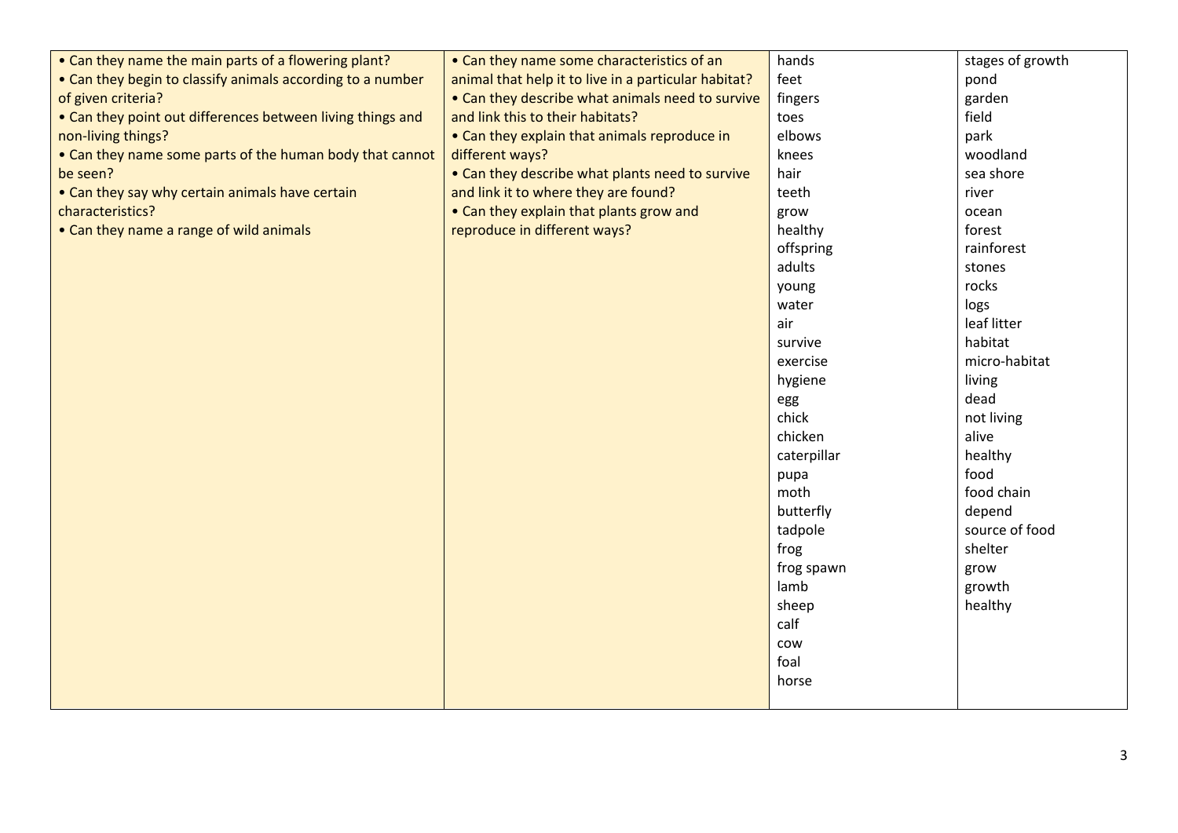| | | | |
|---|---|---|---|
| • Can they name the main parts of a flowering plant?<br>• Can they begin to classify animals according to a number of given criteria?<br>• Can they point out differences between living things and non-living things?<br>• Can they name some parts of the human body that cannot be seen?<br>• Can they say why certain animals have certain characteristics?<br>• Can they name a range of wild animals | • Can they name some characteristics of an animal that help it to live in a particular habitat?<br>• Can they describe what animals need to survive and link this to their habitats?<br>• Can they explain that animals reproduce in different ways?<br>• Can they describe what plants need to survive and link it to where they are found?<br>• Can they explain that plants grow and reproduce in different ways? | hands<br>feet<br>fingers<br>toes<br>elbows<br>knees<br>hair<br>teeth<br>grow<br>healthy<br>offspring<br>adults<br>young<br>water<br>air<br>survive<br>exercise<br>hygiene<br>egg<br>chick<br>chicken<br>caterpillar<br>pupa<br>moth<br>butterfly<br>tadpole<br>frog<br>frog spawn<br>lamb<br>sheep<br>calf<br>cow<br>foal<br>horse | stages of growth<br>pond<br>garden<br>field<br>park<br>woodland<br>sea shore<br>river<br>ocean<br>forest<br>rainforest<br>stones<br>rocks<br>logs<br>leaf litter<br>habitat<br>micro-habitat<br>living<br>dead<br>not living<br>alive<br>healthy<br>food<br>food chain<br>depend<br>source of food<br>shelter<br>grow<br>growth<br>healthy |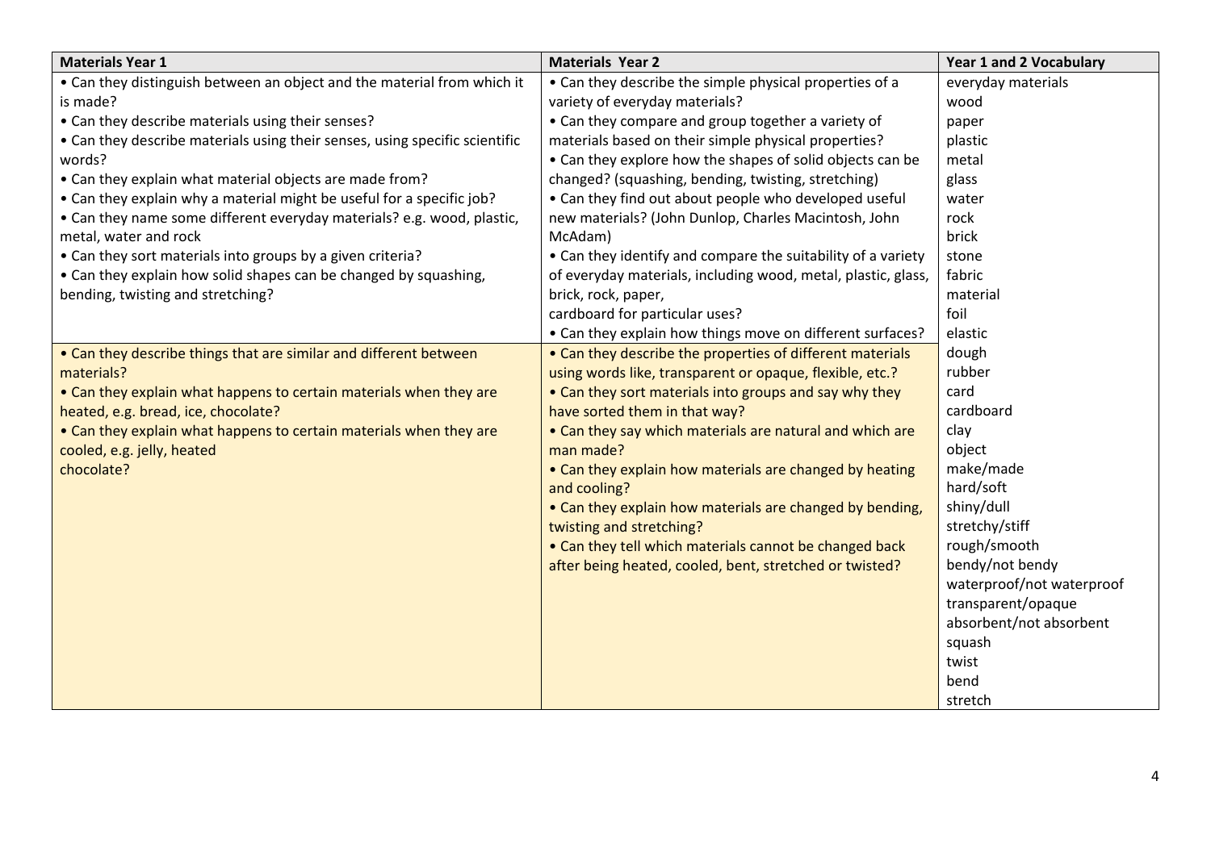| Materials Year 1 | Materials Year 2 | Year 1 and 2 Vocabulary |
|---|---|---|
| • Can they distinguish between an object and the material from which it is made?<br>• Can they describe materials using their senses?<br>• Can they describe materials using their senses, using specific scientific words?<br>• Can they explain what material objects are made from?<br>• Can they explain why a material might be useful for a specific job?<br>• Can they name some different everyday materials? e.g. wood, plastic, metal, water and rock<br>• Can they sort materials into groups by a given criteria?<br>• Can they explain how solid shapes can be changed by squashing, bending, twisting and stretching? | • Can they describe the simple physical properties of a variety of everyday materials?<br>• Can they compare and group together a variety of materials based on their simple physical properties?<br>• Can they explore how the shapes of solid objects can be changed? (squashing, bending, twisting, stretching)<br>• Can they find out about people who developed useful new materials? (John Dunlop, Charles Macintosh, John McAdam)<br>• Can they identify and compare the suitability of a variety of everyday materials, including wood, metal, plastic, glass, brick, rock, paper, cardboard for particular uses?<br>• Can they explain how things move on different surfaces? | everyday materials<br>wood<br>paper<br>plastic<br>metal<br>glass<br>water<br>rock<br>brick<br>stone<br>fabric<br>material<br>foil<br>elastic<br>dough<br>rubber<br>card<br>cardboard<br>clay<br>object<br>make/made<br>hard/soft<br>shiny/dull<br>stretchy/stiff<br>rough/smooth<br>bendy/not bendy<br>waterproof/not waterproof<br>transparent/opaque<br>absorbent/not absorbent<br>squash<br>twist<br>bend<br>stretch |
| • Can they describe things that are similar and different between materials?<br>• Can they explain what happens to certain materials when they are heated, e.g. bread, ice, chocolate?<br>• Can they explain what happens to certain materials when they are cooled, e.g. jelly, heated chocolate? | • Can they describe the properties of different materials using words like, transparent or opaque, flexible, etc.?<br>• Can they sort materials into groups and say why they have sorted them in that way?<br>• Can they say which materials are natural and which are man made?<br>• Can they explain how materials are changed by heating and cooling?<br>• Can they explain how materials are changed by bending, twisting and stretching?<br>• Can they tell which materials cannot be changed back after being heated, cooled, bent, stretched or twisted? | |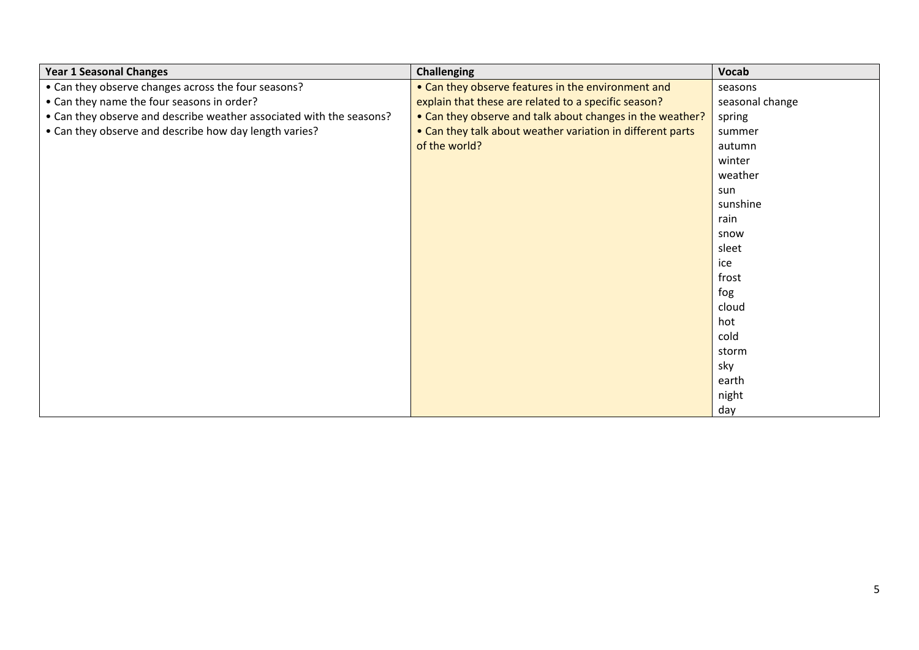| Year 1 Seasonal Changes | Challenging | Vocab |
|---|---|---|
| • Can they observe changes across the four seasons?<br>• Can they name the four seasons in order?<br>• Can they observe and describe weather associated with the seasons?<br>• Can they observe and describe how day length varies? | • Can they observe features in the environment and explain that these are related to a specific season?<br>• Can they observe and talk about changes in the weather?<br>• Can they talk about weather variation in different parts of the world? | seasons<br>seasonal change<br>spring<br>summer<br>autumn<br>winter<br>weather<br>sun<br>sunshine<br>rain<br>snow<br>sleet<br>ice<br>frost<br>fog<br>cloud<br>hot<br>cold<br>storm<br>sky<br>earth<br>night<br>day |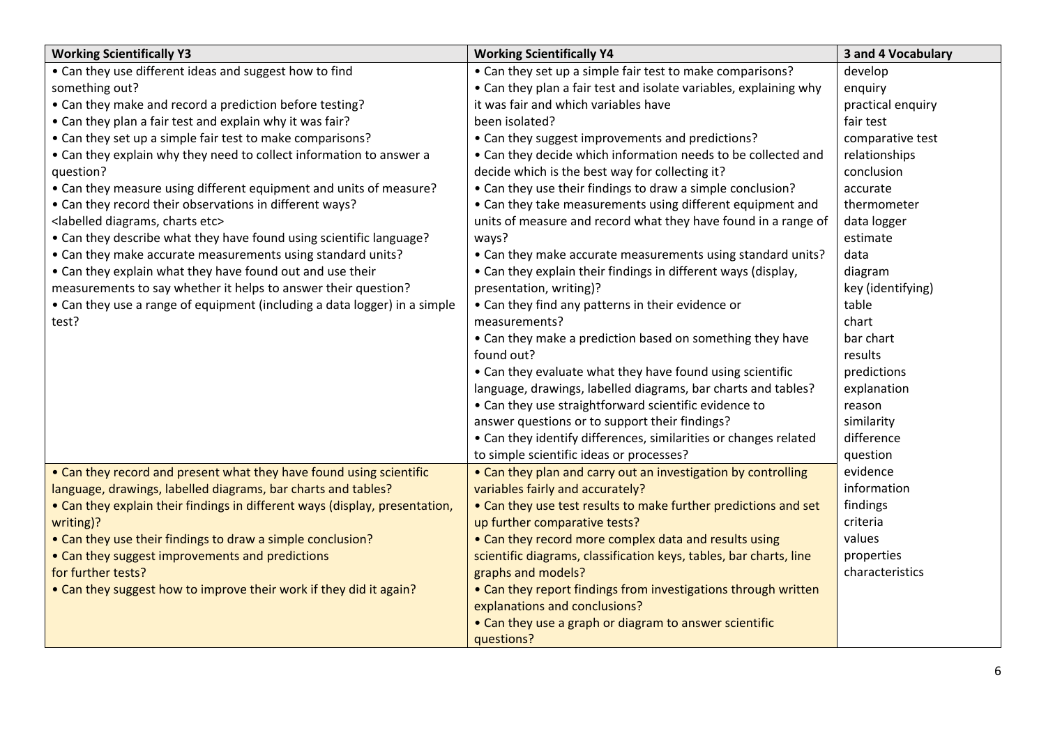| Working Scientifically Y3 | Working Scientifically Y4 | 3 and 4 Vocabulary |
|---|---|---|
| • Can they use different ideas and suggest how to find something out?<br>• Can they make and record a prediction before testing?<br>• Can they plan a fair test and explain why it was fair?<br>• Can they set up a simple fair test to make comparisons?<br>• Can they explain why they need to collect information to answer a question?<br>• Can they measure using different equipment and units of measure?<br>• Can they record their observations in different ways? <labelled diagrams, charts etc><br>• Can they describe what they have found using scientific language?<br>• Can they make accurate measurements using standard units?<br>• Can they explain what they have found out and use their measurements to say whether it helps to answer their question?<br>• Can they use a range of equipment (including a data logger) in a simple test? | • Can they set up a simple fair test to make comparisons?<br>• Can they plan a fair test and isolate variables, explaining why it was fair and which variables have been isolated?<br>• Can they suggest improvements and predictions?<br>• Can they decide which information needs to be collected and decide which is the best way for collecting it?<br>• Can they use their findings to draw a simple conclusion?<br>• Can they take measurements using different equipment and units of measure and record what they have found in a range of ways?<br>• Can they make accurate measurements using standard units?<br>• Can they explain their findings in different ways (display, presentation, writing)?<br>• Can they find any patterns in their evidence or measurements?<br>• Can they make a prediction based on something they have found out?<br>• Can they evaluate what they have found using scientific language, drawings, labelled diagrams, bar charts and tables?<br>• Can they use straightforward scientific evidence to answer questions or to support their findings?<br>• Can they identify differences, similarities or changes related to simple scientific ideas or processes? | develop<br>enquiry<br>practical enquiry<br>fair test<br>comparative test<br>relationships<br>conclusion<br>accurate<br>thermometer<br>data logger<br>estimate<br>data<br>diagram<br>key (identifying)<br>table<br>chart<br>bar chart<br>results<br>predictions<br>explanation<br>reason<br>similarity<br>difference<br>question<br>evidence<br>information<br>findings<br>criteria<br>values<br>properties<br>characteristics |
| • Can they record and present what they have found using scientific language, drawings, labelled diagrams, bar charts and tables?<br>• Can they explain their findings in different ways (display, presentation, writing)?<br>• Can they use their findings to draw a simple conclusion?<br>• Can they suggest improvements and predictions for further tests?<br>• Can they suggest how to improve their work if they did it again? | • Can they plan and carry out an investigation by controlling variables fairly and accurately?<br>• Can they use test results to make further predictions and set up further comparative tests?<br>• Can they record more complex data and results using scientific diagrams, classification keys, tables, bar charts, line graphs and models?<br>• Can they report findings from investigations through written explanations and conclusions?<br>• Can they use a graph or diagram to answer scientific questions? | |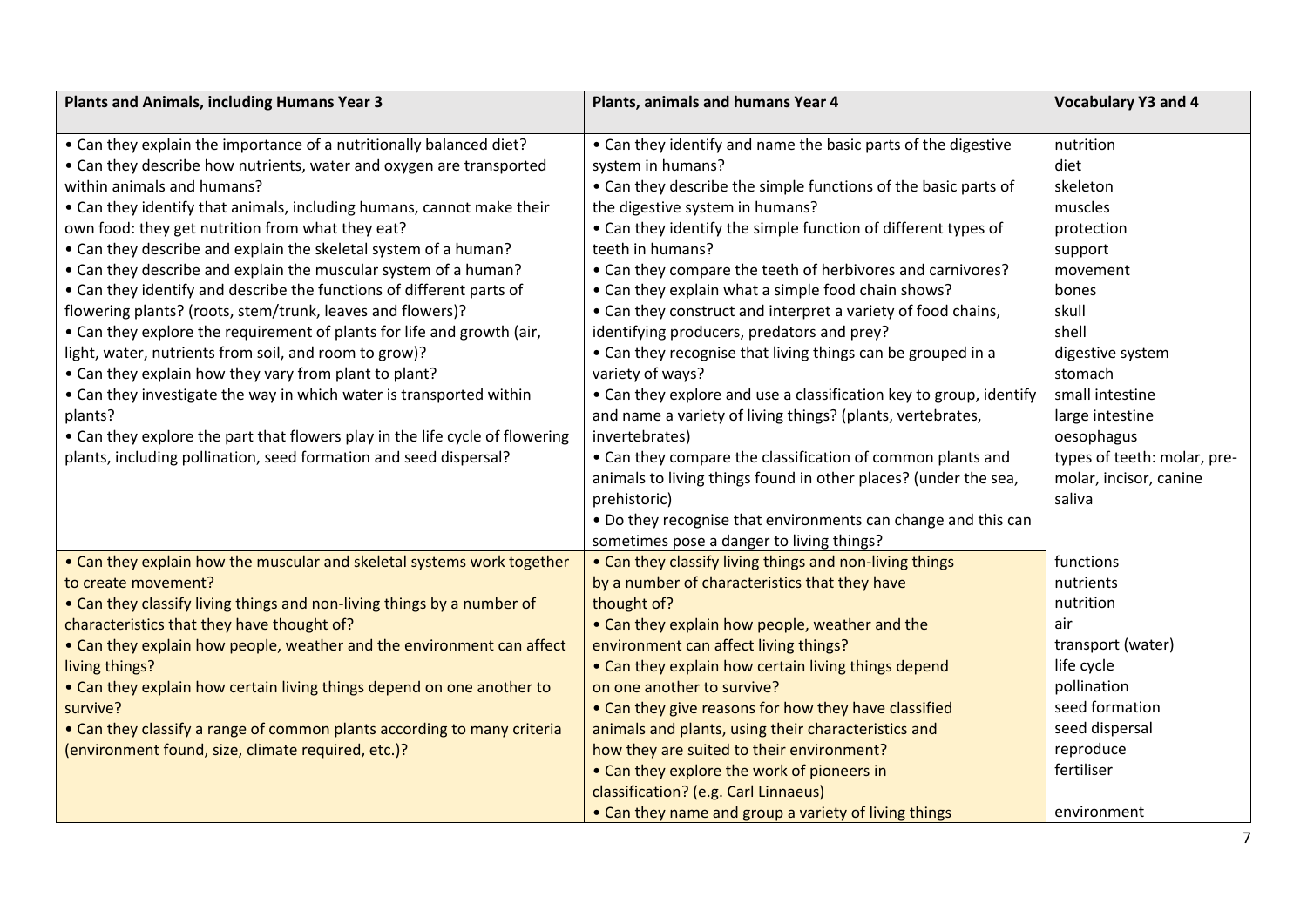| Plants and Animals, including Humans Year 3 | Plants, animals and humans Year 4 | Vocabulary Y3 and 4 |
|---|---|---|
| • Can they explain the importance of a nutritionally balanced diet?<br>• Can they describe how nutrients, water and oxygen are transported within animals and humans?<br>• Can they identify that animals, including humans, cannot make their own food: they get nutrition from what they eat?<br>• Can they describe and explain the skeletal system of a human?<br>• Can they describe and explain the muscular system of a human?<br>• Can they identify and describe the functions of different parts of flowering plants? (roots, stem/trunk, leaves and flowers)?<br>• Can they explore the requirement of plants for life and growth (air, light, water, nutrients from soil, and room to grow)?<br>• Can they explain how they vary from plant to plant?<br>• Can they investigate the way in which water is transported within plants?<br>• Can they explore the part that flowers play in the life cycle of flowering plants, including pollination, seed formation and seed dispersal? | • Can they identify and name the basic parts of the digestive system in humans?<br>• Can they describe the simple functions of the basic parts of the digestive system in humans?<br>• Can they identify the simple function of different types of teeth in humans?<br>• Can they compare the teeth of herbivores and carnivores?<br>• Can they explain what a simple food chain shows?<br>• Can they construct and interpret a variety of food chains, identifying producers, predators and prey?<br>• Can they recognise that living things can be grouped in a variety of ways?<br>• Can they explore and use a classification key to group, identify and name a variety of living things? (plants, vertebrates, invertebrates)<br>• Can they compare the classification of common plants and animals to living things found in other places? (under the sea, prehistoric)<br>• Do they recognise that environments can change and this can sometimes pose a danger to living things? | nutrition<br>diet<br>skeleton<br>muscles<br>protection<br>support<br>movement<br>bones<br>skull<br>shell<br>digestive system<br>stomach<br>small intestine<br>large intestine<br>oesophagus<br>types of teeth: molar, pre-molar, incisor, canine<br>saliva |
| • Can they explain how the muscular and skeletal systems work together to create movement?<br>• Can they classify living things and non-living things by a number of characteristics that they have thought of?<br>• Can they explain how people, weather and the environment can affect living things?<br>• Can they explain how certain living things depend on one another to survive?<br>• Can they classify a range of common plants according to many criteria (environment found, size, climate required, etc.)? | • Can they classify living things and non-living things by a number of characteristics that they have thought of?<br>• Can they explain how people, weather and the environment can affect living things?<br>• Can they explain how certain living things depend on one another to survive?<br>• Can they give reasons for how they have classified animals and plants, using their characteristics and how they are suited to their environment?<br>• Can they explore the work of pioneers in classification? (e.g. Carl Linnaeus)<br>• Can they name and group a variety of living things | functions<br>nutrients<br>nutrition<br>air<br>transport (water)<br>life cycle<br>pollination<br>seed formation<br>seed dispersal<br>reproduce<br>fertiliser<br><br>environment |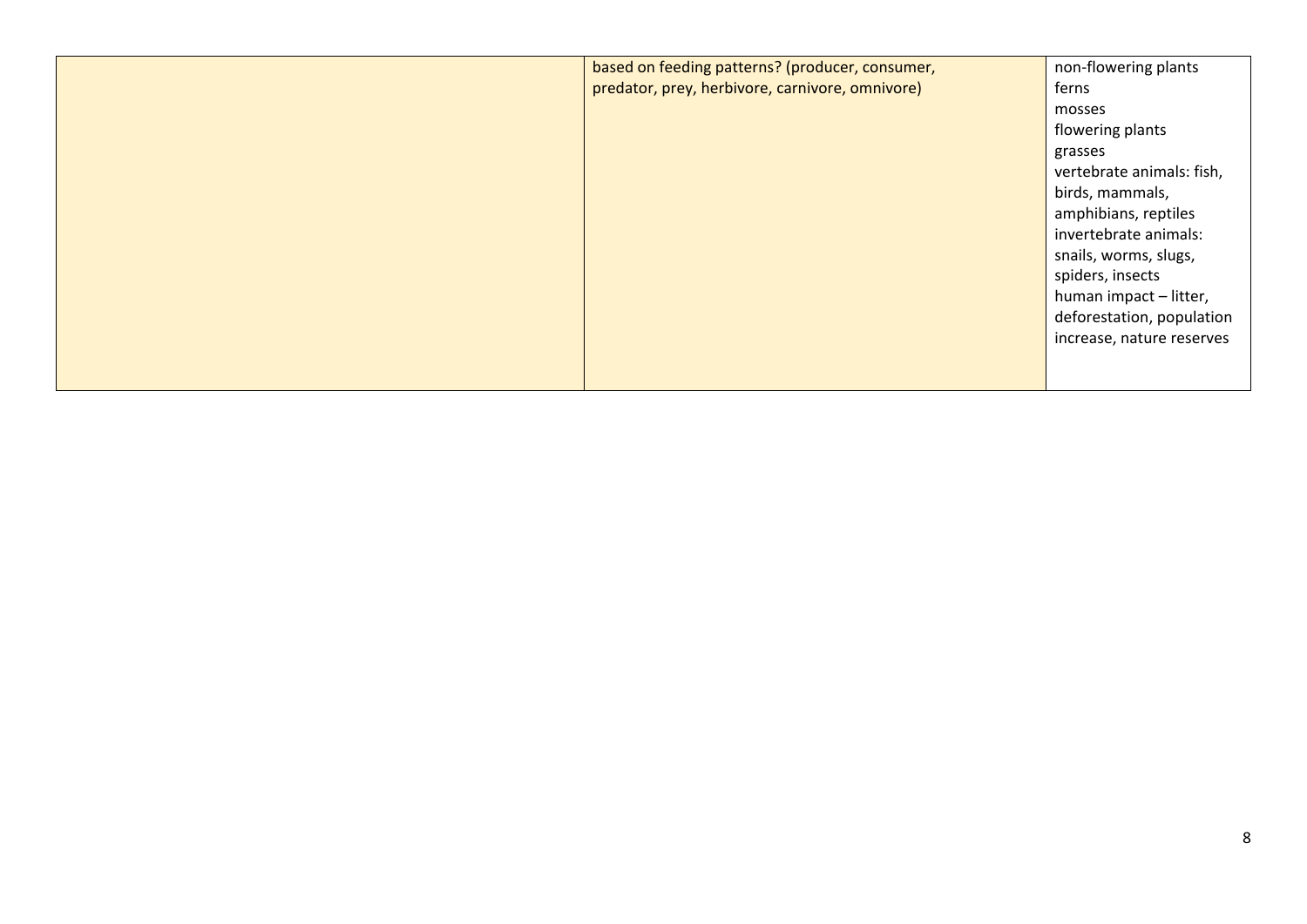|  |  |  |
|---|---|---|
|  | based on feeding patterns? (producer, consumer, predator, prey, herbivore, carnivore, omnivore) | non-flowering plants<br>ferns<br>mosses<br>flowering plants<br>grasses<br>vertebrate animals: fish, birds, mammals, amphibians, reptiles<br>invertebrate animals: snails, worms, slugs, spiders, insects<br>human impact – litter, deforestation, population increase, nature reserves |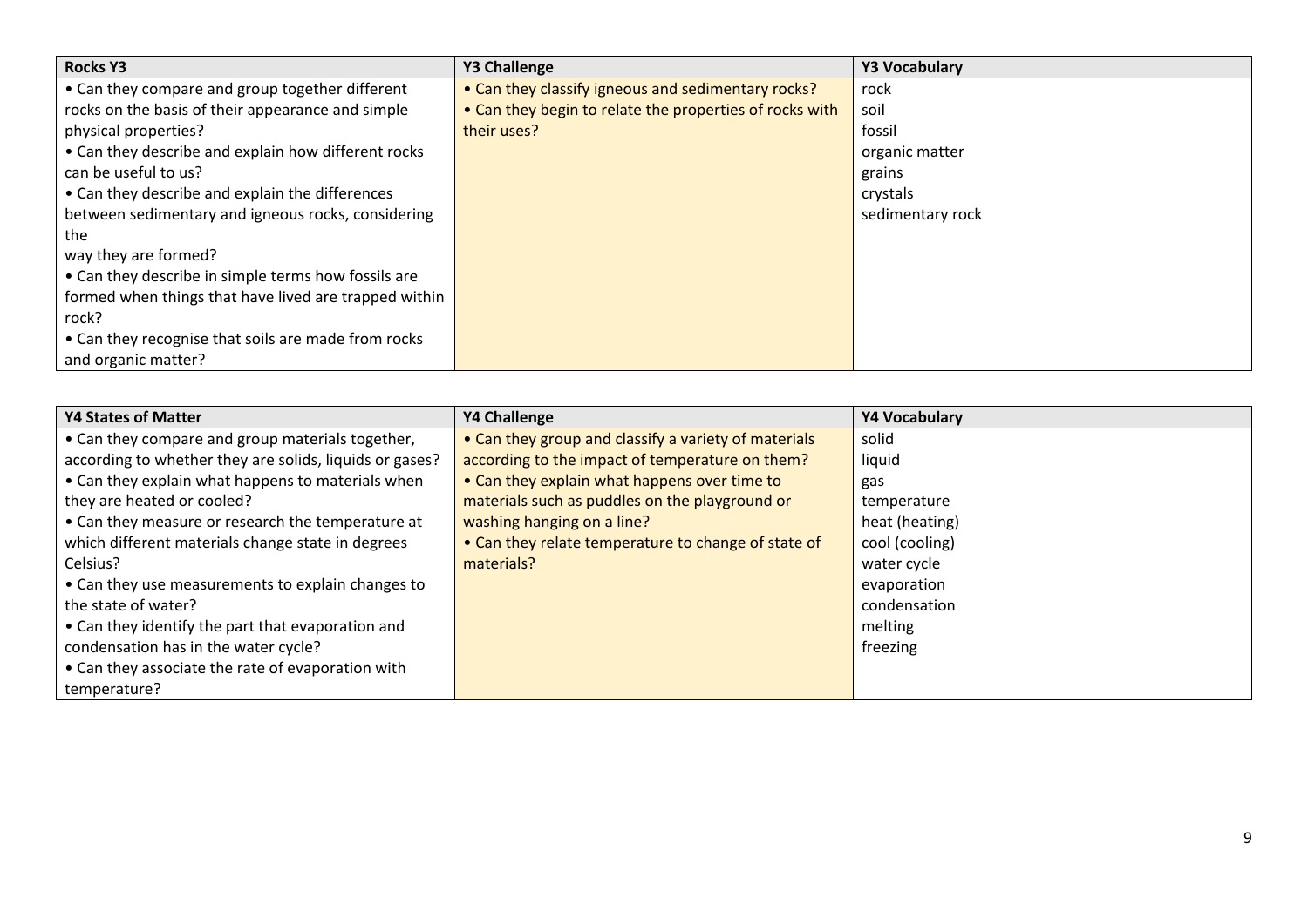| Rocks Y3 | Y3 Challenge | Y3 Vocabulary |
|---|---|---|
| • Can they compare and group together different rocks on the basis of their appearance and simple physical properties?<br>• Can they describe and explain how different rocks can be useful to us?<br>• Can they describe and explain the differences between sedimentary and igneous rocks, considering the way they are formed?<br>• Can they describe in simple terms how fossils are formed when things that have lived are trapped within rock?<br>• Can they recognise that soils are made from rocks and organic matter? | • Can they classify igneous and sedimentary rocks?<br>• Can they begin to relate the properties of rocks with their uses? | rock<br>soil<br>fossil<br>organic matter<br>grains<br>crystals<br>sedimentary rock |

| Y4 States of Matter | Y4 Challenge | Y4 Vocabulary |
|---|---|---|
| • Can they compare and group materials together, according to whether they are solids, liquids or gases?<br>• Can they explain what happens to materials when they are heated or cooled?<br>• Can they measure or research the temperature at which different materials change state in degrees Celsius?<br>• Can they use measurements to explain changes to the state of water?<br>• Can they identify the part that evaporation and condensation has in the water cycle?<br>• Can they associate the rate of evaporation with temperature? | • Can they group and classify a variety of materials according to the impact of temperature on them?<br>• Can they explain what happens over time to materials such as puddles on the playground or washing hanging on a line?<br>• Can they relate temperature to change of state of materials? | solid<br>liquid<br>gas<br>temperature<br>heat (heating)<br>cool (cooling)<br>water cycle<br>evaporation<br>condensation<br>melting<br>freezing |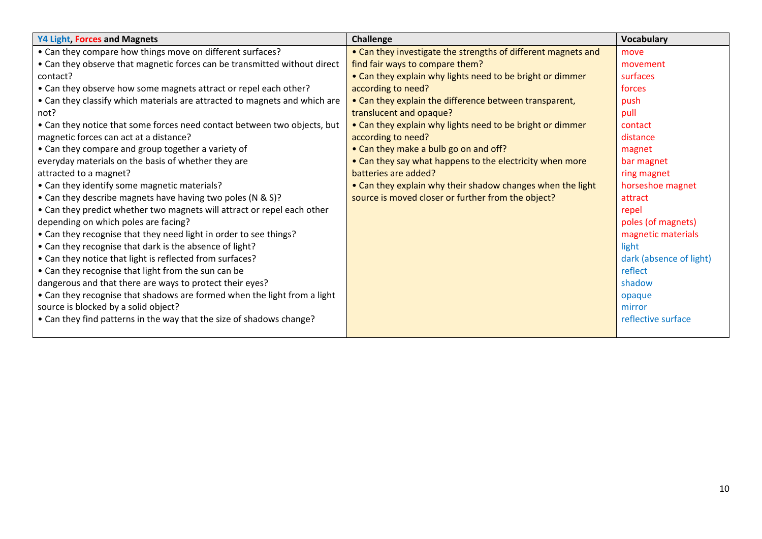| Y4 Light, Forces and Magnets | Challenge | Vocabulary |
|---|---|---|
| • Can they compare how things move on different surfaces?<br>• Can they observe that magnetic forces can be transmitted without direct contact?<br>• Can they observe how some magnets attract or repel each other?<br>• Can they classify which materials are attracted to magnets and which are not?<br>• Can they notice that some forces need contact between two objects, but magnetic forces can act at a distance?<br>• Can they compare and group together a variety of everyday materials on the basis of whether they are attracted to a magnet?<br>• Can they identify some magnetic materials?<br>• Can they describe magnets have having two poles (N & S)?<br>• Can they predict whether two magnets will attract or repel each other depending on which poles are facing?<br>• Can they recognise that they need light in order to see things?<br>• Can they recognise that dark is the absence of light?<br>• Can they notice that light is reflected from surfaces?<br>• Can they recognise that light from the sun can be dangerous and that there are ways to protect their eyes?<br>• Can they recognise that shadows are formed when the light from a light source is blocked by a solid object?<br>• Can they find patterns in the way that the size of shadows change? | • Can they investigate the strengths of different magnets and find fair ways to compare them?<br>• Can they explain why lights need to be bright or dimmer according to need?<br>• Can they explain the difference between transparent, translucent and opaque?<br>• Can they explain why lights need to be bright or dimmer according to need?<br>• Can they make a bulb go on and off?<br>• Can they say what happens to the electricity when more batteries are added?<br>• Can they explain why their shadow changes when the light source is moved closer or further from the object? | move<br>movement<br>surfaces<br>forces<br>push<br>pull<br>contact<br>distance<br>magnet<br>bar magnet<br>ring magnet<br>horseshoe magnet<br>attract<br>repel<br>poles (of magnets)<br>magnetic materials<br>light<br>dark (absence of light)<br>reflect<br>shadow<br>opaque<br>mirror<br>reflective surface |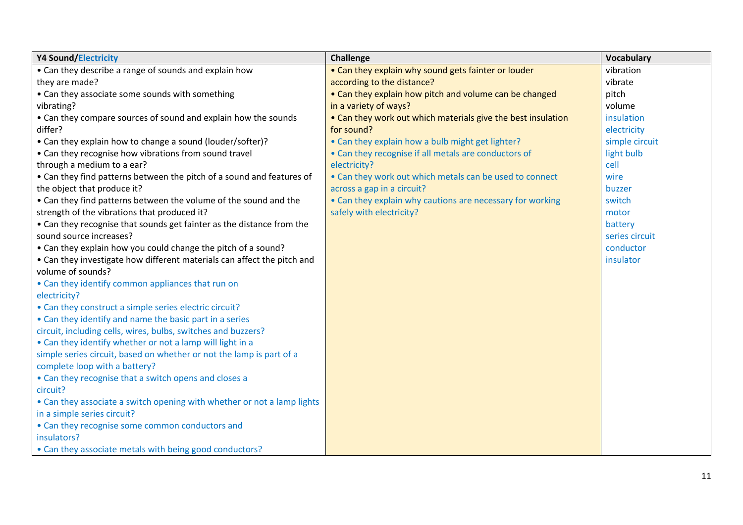| Y4 Sound/Electricity | Challenge | Vocabulary |
|---|---|---|
| • Can they describe a range of sounds and explain how they are made?<br>• Can they associate some sounds with something vibrating?<br>• Can they compare sources of sound and explain how the sounds differ?<br>• Can they explain how to change a sound (louder/softer)?<br>• Can they recognise how vibrations from sound travel through a medium to a ear?<br>• Can they find patterns between the pitch of a sound and features of the object that produce it?<br>• Can they find patterns between the volume of the sound and the strength of the vibrations that produced it?<br>• Can they recognise that sounds get fainter as the distance from the sound source increases?<br>• Can they explain how you could change the pitch of a sound?<br>• Can they investigate how different materials can affect the pitch and volume of sounds?<br>• Can they identify common appliances that run on electricity?<br>• Can they construct a simple series electric circuit?<br>• Can they identify and name the basic part in a series circuit, including cells, wires, bulbs, switches and buzzers?<br>• Can they identify whether or not a lamp will light in a simple series circuit, based on whether or not the lamp is part of a complete loop with a battery?<br>• Can they recognise that a switch opens and closes a circuit?<br>• Can they associate a switch opening with whether or not a lamp lights in a simple series circuit?<br>• Can they recognise some common conductors and insulators?<br>• Can they associate metals with being good conductors? | • Can they explain why sound gets fainter or louder according to the distance?<br>• Can they explain how pitch and volume can be changed in a variety of ways?<br>• Can they work out which materials give the best insulation for sound?<br>• Can they explain how a bulb might get lighter?<br>• Can they recognise if all metals are conductors of electricity?<br>• Can they work out which metals can be used to connect across a gap in a circuit?<br>• Can they explain why cautions are necessary for working safely with electricity? | vibration<br>vibrate<br>pitch<br>volume<br>insulation<br>electricity<br>simple circuit<br>light bulb<br>cell<br>wire<br>buzzer<br>switch<br>motor<br>battery<br>series circuit<br>conductor<br>insulator |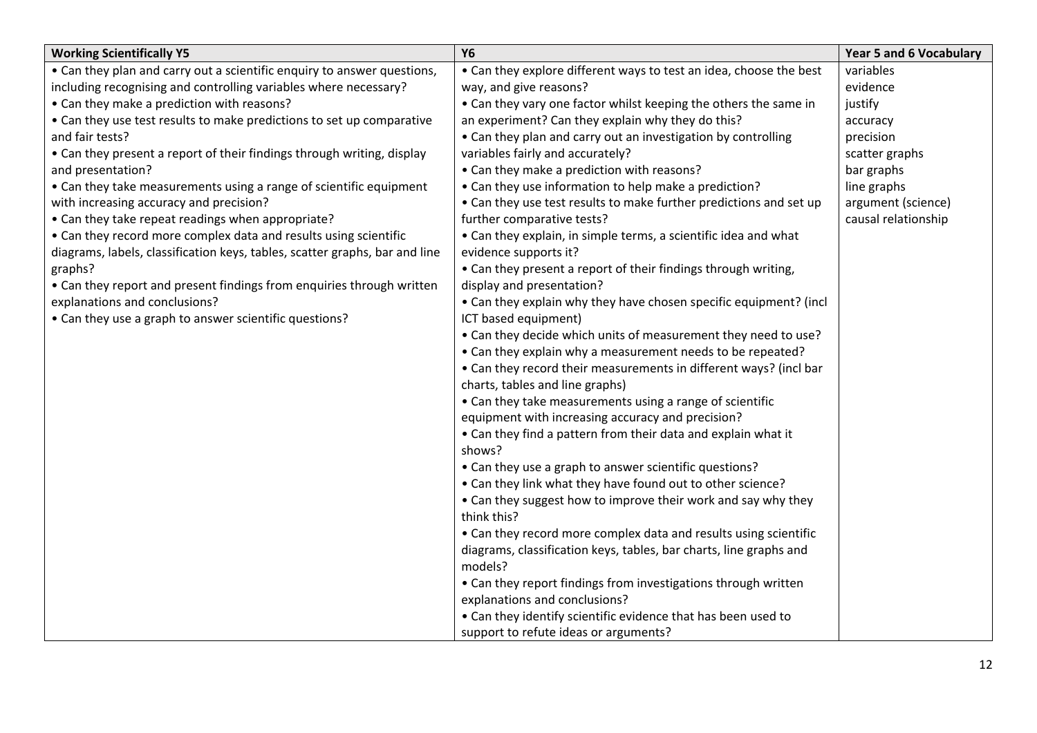| Working Scientifically Y5 | Y6 | Year 5 and 6 Vocabulary |
|---|---|---|
| • Can they plan and carry out a scientific enquiry to answer questions, including recognising and controlling variables where necessary?<br>• Can they make a prediction with reasons?<br>• Can they use test results to make predictions to set up comparative and fair tests?<br>• Can they present a report of their findings through writing, display and presentation?<br>• Can they take measurements using a range of scientific equipment with increasing accuracy and precision?<br>• Can they take repeat readings when appropriate?<br>• Can they record more complex data and results using scientific diagrams, labels, classification keys, tables, scatter graphs, bar and line graphs?<br>• Can they report and present findings from enquiries through written explanations and conclusions?<br>• Can they use a graph to answer scientific questions? | • Can they explore different ways to test an idea, choose the best way, and give reasons?<br>• Can they vary one factor whilst keeping the others the same in an experiment? Can they explain why they do this?<br>• Can they plan and carry out an investigation by controlling variables fairly and accurately?<br>• Can they make a prediction with reasons?<br>• Can they use information to help make a prediction?<br>• Can they use test results to make further predictions and set up further comparative tests?<br>• Can they explain, in simple terms, a scientific idea and what evidence supports it?<br>• Can they present a report of their findings through writing, display and presentation?<br>• Can they explain why they have chosen specific equipment? (incl ICT based equipment)<br>• Can they decide which units of measurement they need to use?<br>• Can they explain why a measurement needs to be repeated?<br>• Can they record their measurements in different ways? (incl bar charts, tables and line graphs)<br>• Can they take measurements using a range of scientific equipment with increasing accuracy and precision?<br>• Can they find a pattern from their data and explain what it shows?<br>• Can they use a graph to answer scientific questions?<br>• Can they link what they have found out to other science?<br>• Can they suggest how to improve their work and say why they think this?<br>• Can they record more complex data and results using scientific diagrams, classification keys, tables, bar charts, line graphs and models?<br>• Can they report findings from investigations through written explanations and conclusions?<br>• Can they identify scientific evidence that has been used to support to refute ideas or arguments? | variables<br>evidence<br>justify<br>accuracy<br>precision<br>scatter graphs<br>bar graphs<br>line graphs<br>argument (science)<br>causal relationship |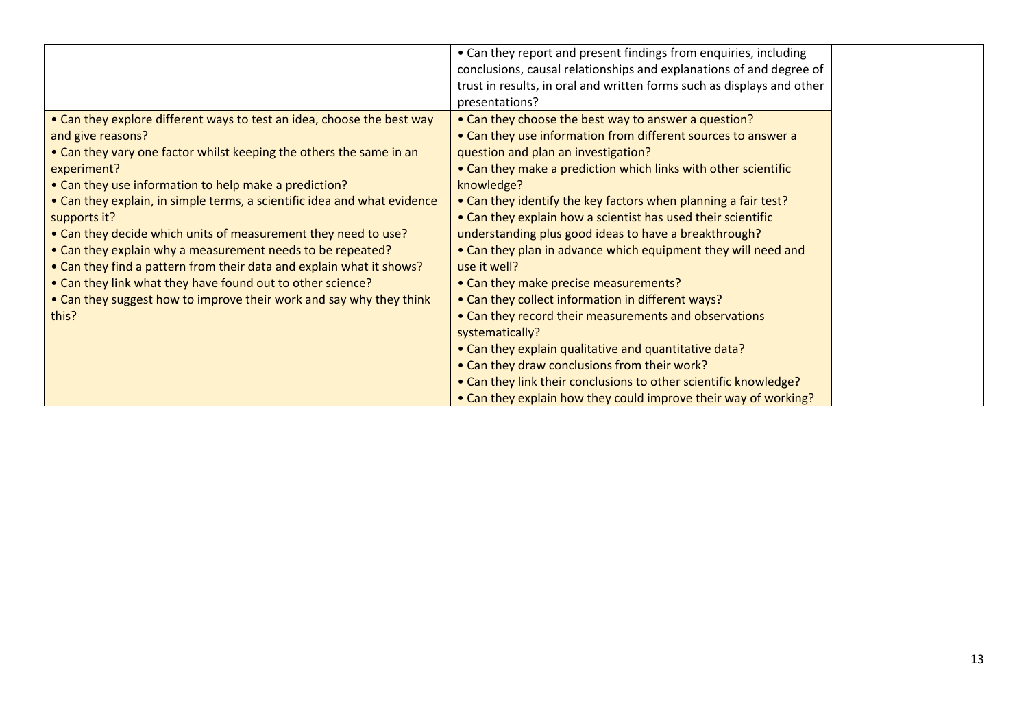|  |  |  |
|---|---|---|
|  | • Can they report and present findings from enquiries, including conclusions, causal relationships and explanations of and degree of trust in results, in oral and written forms such as displays and other presentations? |  |
| • Can they explore different ways to test an idea, choose the best way and give reasons?<br>• Can they vary one factor whilst keeping the others the same in an experiment?<br>• Can they use information to help make a prediction?<br>• Can they explain, in simple terms, a scientific idea and what evidence supports it?<br>• Can they decide which units of measurement they need to use?<br>• Can they explain why a measurement needs to be repeated?<br>• Can they find a pattern from their data and explain what it shows?<br>• Can they link what they have found out to other science?<br>• Can they suggest how to improve their work and say why they think this? | • Can they choose the best way to answer a question?<br>• Can they use information from different sources to answer a question and plan an investigation?<br>• Can they make a prediction which links with other scientific knowledge?<br>• Can they identify the key factors when planning a fair test?<br>• Can they explain how a scientist has used their scientific understanding plus good ideas to have a breakthrough?<br>• Can they plan in advance which equipment they will need and use it well?<br>• Can they make precise measurements?<br>• Can they collect information in different ways?<br>• Can they record their measurements and observations systematically?<br>• Can they explain qualitative and quantitative data?<br>• Can they draw conclusions from their work?<br>• Can they link their conclusions to other scientific knowledge?<br>• Can they explain how they could improve their way of working? |  |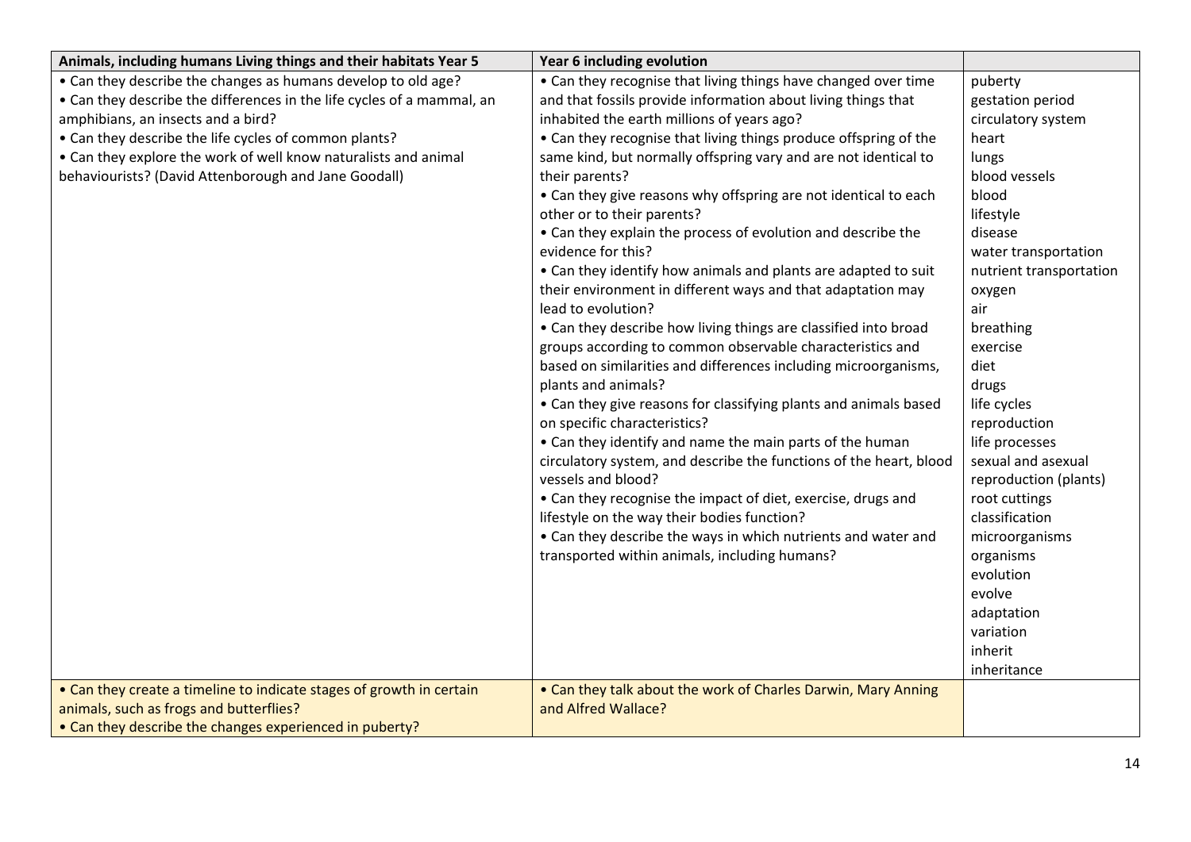| Animals, including humans Living things and their habitats Year 5 | Year 6 including evolution | |
|---|---|---|
| • Can they describe the changes as humans develop to old age?<br>• Can they describe the differences in the life cycles of a mammal, an amphibians, an insects and a bird?<br>• Can they describe the life cycles of common plants?<br>• Can they explore the work of well know naturalists and animal behaviourists? (David Attenborough and Jane Goodall) | • Can they recognise that living things have changed over time and that fossils provide information about living things that inhabited the earth millions of years ago?<br>• Can they recognise that living things produce offspring of the same kind, but normally offspring vary and are not identical to their parents?<br>• Can they give reasons why offspring are not identical to each other or to their parents?<br>• Can they explain the process of evolution and describe the evidence for this?<br>• Can they identify how animals and plants are adapted to suit their environment in different ways and that adaptation may lead to evolution?<br>• Can they describe how living things are classified into broad groups according to common observable characteristics and based on similarities and differences including microorganisms, plants and animals?<br>• Can they give reasons for classifying plants and animals based on specific characteristics?<br>• Can they identify and name the main parts of the human circulatory system, and describe the functions of the heart, blood vessels and blood?<br>• Can they recognise the impact of diet, exercise, drugs and lifestyle on the way their bodies function?<br>• Can they describe the ways in which nutrients and water and transported within animals, including humans? | puberty<br>gestation period<br>circulatory system<br>heart<br>lungs<br>blood vessels<br>blood<br>lifestyle<br>disease<br>water transportation<br>nutrient transportation<br>oxygen<br>air<br>breathing<br>exercise<br>diet<br>drugs<br>life cycles<br>reproduction<br>life processes<br>sexual and asexual reproduction (plants)<br>root cuttings<br>classification<br>microorganisms<br>organisms<br>evolution<br>evolve<br>adaptation<br>variation<br>inherit<br>inheritance |
| • Can they create a timeline to indicate stages of growth in certain animals, such as frogs and butterflies?<br>• Can they describe the changes experienced in puberty? | • Can they talk about the work of Charles Darwin, Mary Anning and Alfred Wallace? | |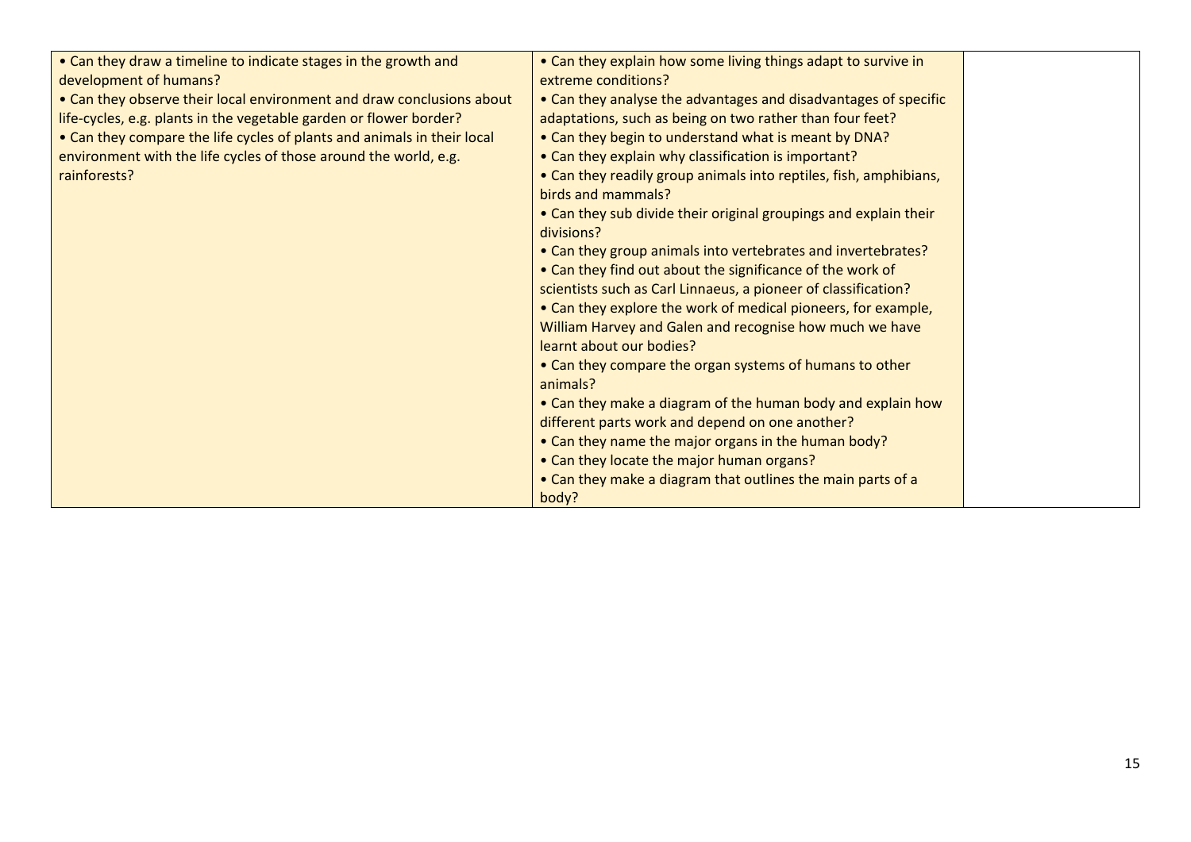| | | |
|---|---|---|
| • Can they draw a timeline to indicate stages in the growth and development of humans?<br>• Can they observe their local environment and draw conclusions about life-cycles, e.g. plants in the vegetable garden or flower border?<br>• Can they compare the life cycles of plants and animals in their local environment with the life cycles of those around the world, e.g. rainforests? | • Can they explain how some living things adapt to survive in extreme conditions?<br>• Can they analyse the advantages and disadvantages of specific adaptations, such as being on two rather than four feet?<br>• Can they begin to understand what is meant by DNA?<br>• Can they explain why classification is important?<br>• Can they readily group animals into reptiles, fish, amphibians, birds and mammals?<br>• Can they sub divide their original groupings and explain their divisions?<br>• Can they group animals into vertebrates and invertebrates?<br>• Can they find out about the significance of the work of scientists such as Carl Linnaeus, a pioneer of classification?<br>• Can they explore the work of medical pioneers, for example, William Harvey and Galen and recognise how much we have learnt about our bodies?<br>• Can they compare the organ systems of humans to other animals?<br>• Can they make a diagram of the human body and explain how different parts work and depend on one another?<br>• Can they name the major organs in the human body?<br>• Can they locate the major human organs?<br>• Can they make a diagram that outlines the main parts of a body? | |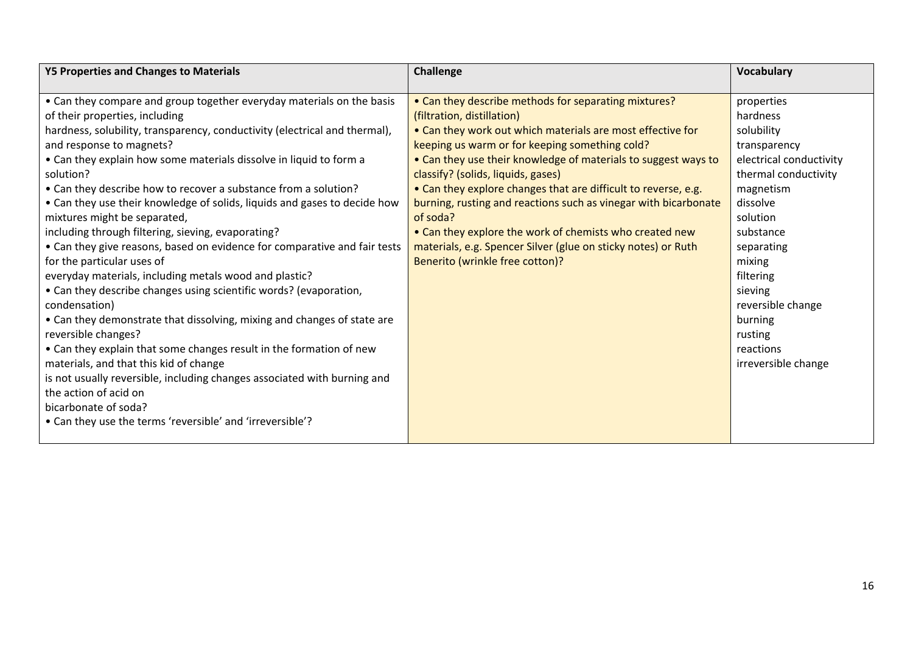| Y5 Properties and Changes to Materials | Challenge | Vocabulary |
|---|---|---|
| • Can they compare and group together everyday materials on the basis of their properties, including hardness, solubility, transparency, conductivity (electrical and thermal), and response to magnets?<br>• Can they explain how some materials dissolve in liquid to form a solution?<br>• Can they describe how to recover a substance from a solution?<br>• Can they use their knowledge of solids, liquids and gases to decide how mixtures might be separated, including through filtering, sieving, evaporating?<br>• Can they give reasons, based on evidence for comparative and fair tests for the particular uses of everyday materials, including metals wood and plastic?<br>• Can they describe changes using scientific words? (evaporation, condensation)<br>• Can they demonstrate that dissolving, mixing and changes of state are reversible changes?<br>• Can they explain that some changes result in the formation of new materials, and that this kid of change is not usually reversible, including changes associated with burning and the action of acid on bicarbonate of soda?<br>• Can they use the terms 'reversible' and 'irreversible'? | • Can they describe methods for separating mixtures? (filtration, distillation)<br>• Can they work out which materials are most effective for keeping us warm or for keeping something cold?<br>• Can they use their knowledge of materials to suggest ways to classify? (solids, liquids, gases)<br>• Can they explore changes that are difficult to reverse, e.g. burning, rusting and reactions such as vinegar with bicarbonate of soda?<br>• Can they explore the work of chemists who created new materials, e.g. Spencer Silver (glue on sticky notes) or Ruth Benerito (wrinkle free cotton)? | properties<br>hardness<br>solubility<br>transparency<br>electrical conductivity<br>thermal conductivity<br>magnetism<br>dissolve<br>solution<br>substance<br>separating<br>mixing<br>filtering<br>sieving<br>reversible change<br>burning<br>rusting<br>reactions<br>irreversible change |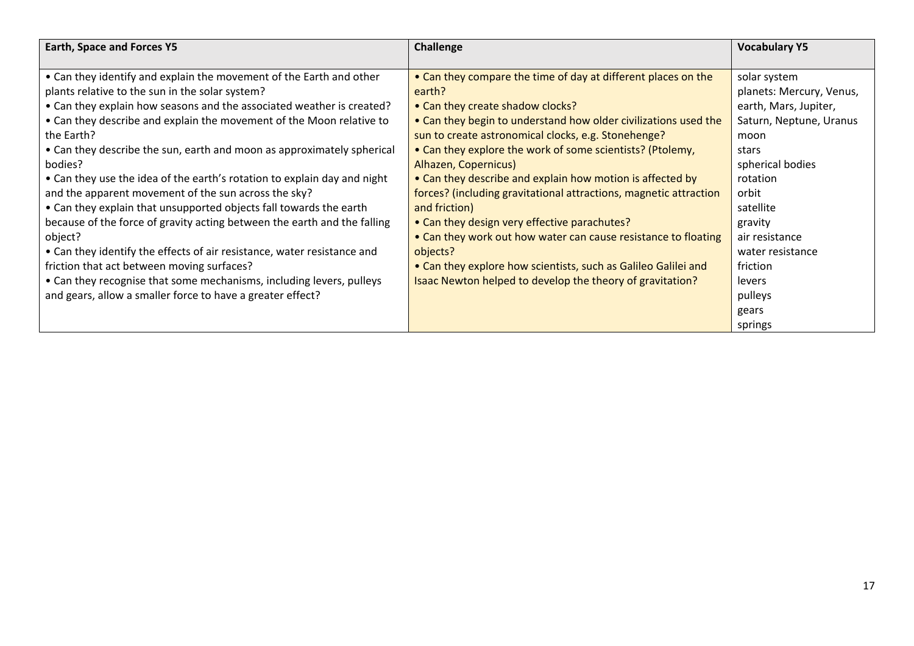| Earth, Space and Forces Y5 | Challenge | Vocabulary Y5 |
|---|---|---|
| • Can they identify and explain the movement of the Earth and other plants relative to the sun in the solar system?<br>• Can they explain how seasons and the associated weather is created?<br>• Can they describe and explain the movement of the Moon relative to the Earth?<br>• Can they describe the sun, earth and moon as approximately spherical bodies?<br>• Can they use the idea of the earth's rotation to explain day and night and the apparent movement of the sun across the sky?<br>• Can they explain that unsupported objects fall towards the earth because of the force of gravity acting between the earth and the falling object?<br>• Can they identify the effects of air resistance, water resistance and friction that act between moving surfaces?<br>• Can they recognise that some mechanisms, including levers, pulleys and gears, allow a smaller force to have a greater effect? | • Can they compare the time of day at different places on the earth?<br>• Can they create shadow clocks?<br>• Can they begin to understand how older civilizations used the sun to create astronomical clocks, e.g. Stonehenge?<br>• Can they explore the work of some scientists? (Ptolemy, Alhazen, Copernicus)<br>• Can they describe and explain how motion is affected by forces? (including gravitational attractions, magnetic attraction and friction)<br>• Can they design very effective parachutes?<br>• Can they work out how water can cause resistance to floating objects?<br>• Can they explore how scientists, such as Galileo Galilei and Isaac Newton helped to develop the theory of gravitation? | solar system<br>planets: Mercury, Venus, earth, Mars, Jupiter, Saturn, Neptune, Uranus<br>moon<br>stars<br>spherical bodies<br>rotation<br>orbit<br>satellite<br>gravity<br>air resistance<br>water resistance<br>friction<br>levers<br>pulleys<br>gears<br>springs |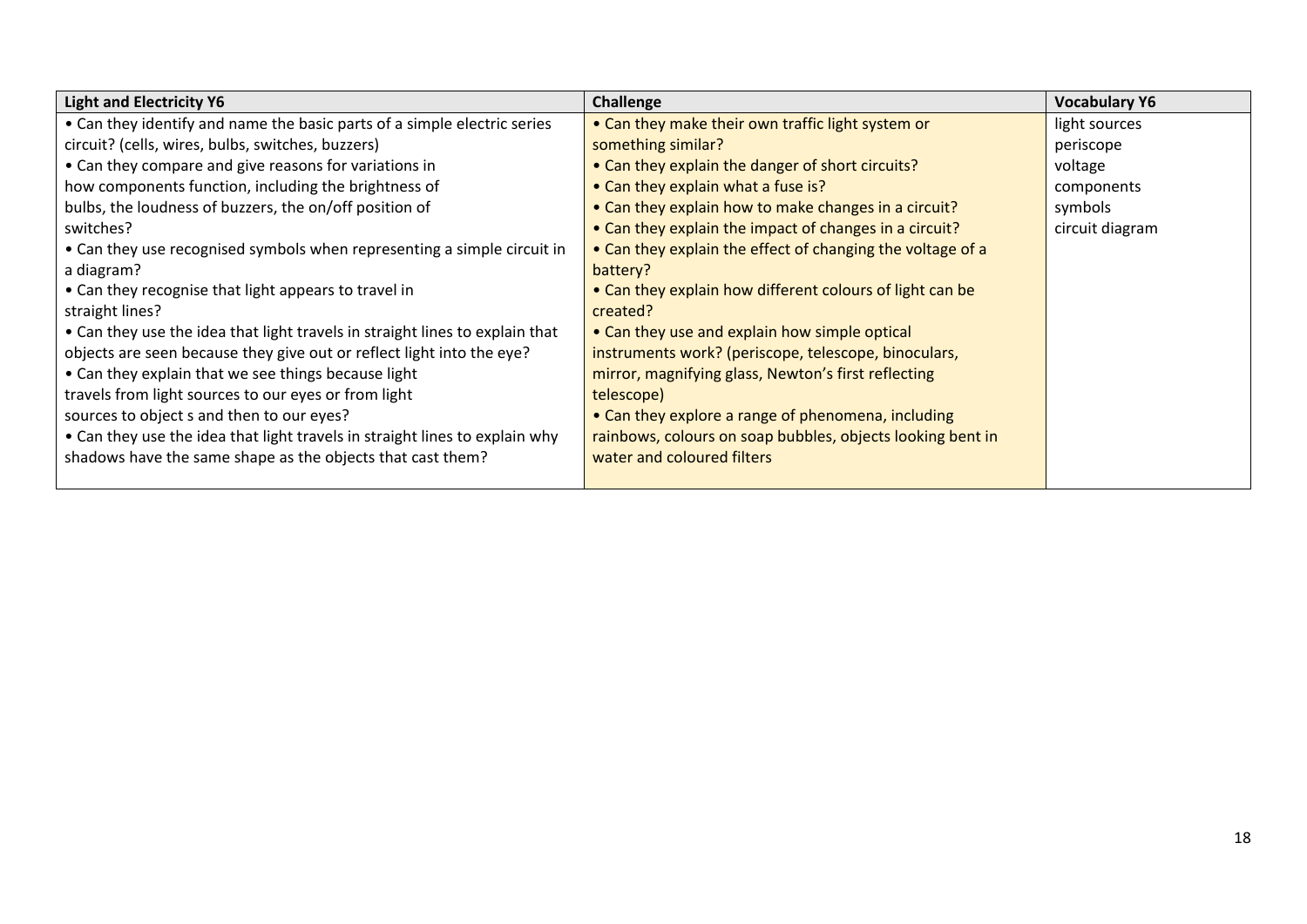| Light and Electricity Y6 | Challenge | Vocabulary Y6 |
|---|---|---|
| • Can they identify and name the basic parts of a simple electric series circuit? (cells, wires, bulbs, switches, buzzers)<br>• Can they compare and give reasons for variations in how components function, including the brightness of bulbs, the loudness of buzzers, the on/off position of switches?<br>• Can they use recognised symbols when representing a simple circuit in a diagram?<br>• Can they recognise that light appears to travel in straight lines?<br>• Can they use the idea that light travels in straight lines to explain that objects are seen because they give out or reflect light into the eye?<br>• Can they explain that we see things because light travels from light sources to our eyes or from light sources to object s and then to our eyes?<br>• Can they use the idea that light travels in straight lines to explain why shadows have the same shape as the objects that cast them? | • Can they make their own traffic light system or something similar?<br>• Can they explain the danger of short circuits?<br>• Can they explain what a fuse is?<br>• Can they explain how to make changes in a circuit?<br>• Can they explain the impact of changes in a circuit?<br>• Can they explain the effect of changing the voltage of a battery?<br>• Can they explain how different colours of light can be created?<br>• Can they use and explain how simple optical instruments work? (periscope, telescope, binoculars, mirror, magnifying glass, Newton's first reflecting telescope)<br>• Can they explore a range of phenomena, including rainbows, colours on soap bubbles, objects looking bent in water and coloured filters | light sources<br>periscope<br>voltage<br>components<br>symbols<br>circuit diagram |